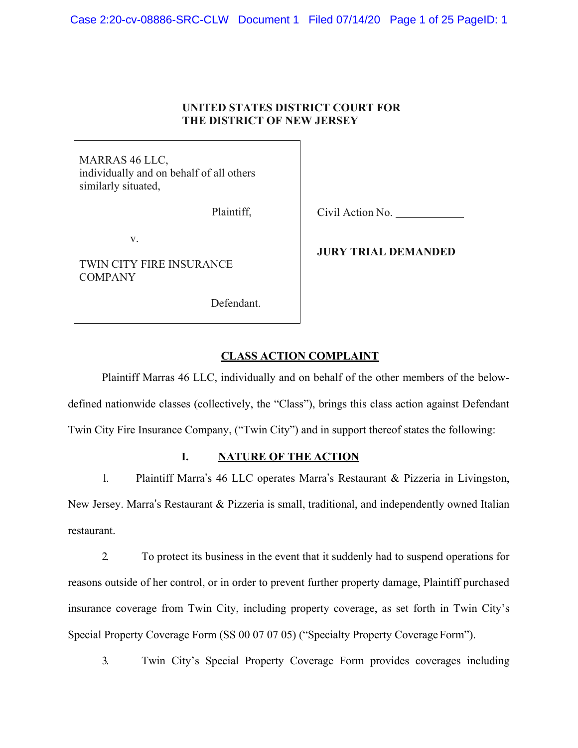**UNITED STATES DISTRICT COURT FOR**
**THE DISTRICT OF NEW JERSEY**

| | |
|---|---|
| MARRAS 46 LLC, individually and on behalf of all others similarly situated, Plaintiff, | Civil Action No. ____________ |
| v. | **JURY TRIAL DEMANDED** |
| TWIN CITY FIRE INSURANCE COMPANY Defendant. | |

## CLASS ACTION COMPLAINT

Plaintiff Marras 46 LLC, individually and on behalf of the other members of the below-defined nationwide classes (collectively, the "Class"), brings this class action against Defendant Twin City Fire Insurance Company, ("Twin City") and in support thereof states the following:

### I. NATURE OF THE ACTION

1. Plaintiff Marra's 46 LLC operates Marra's Restaurant & Pizzeria in Livingston, New Jersey. Marra's Restaurant & Pizzeria is small, traditional, and independently owned Italian restaurant.

2. To protect its business in the event that it suddenly had to suspend operations for reasons outside of her control, or in order to prevent further property damage, Plaintiff purchased insurance coverage from Twin City, including property coverage, as set forth in Twin City's Special Property Coverage Form (SS 00 07 07 05) ("Specialty Property Coverage Form").

3. Twin City's Special Property Coverage Form provides coverages including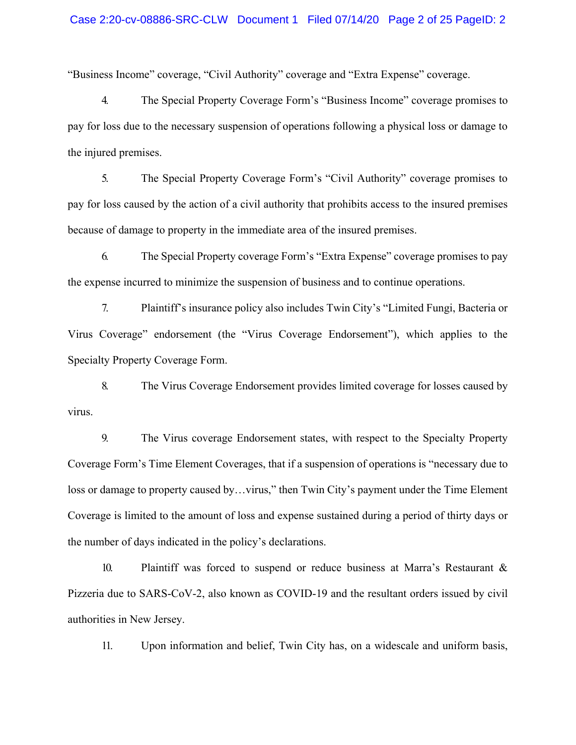"Business Income" coverage, "Civil Authority" coverage and "Extra Expense" coverage.

4. The Special Property Coverage Form's "Business Income" coverage promises to pay for loss due to the necessary suspension of operations following a physical loss or damage to the injured premises.

5. The Special Property Coverage Form's "Civil Authority" coverage promises to pay for loss caused by the action of a civil authority that prohibits access to the insured premises because of damage to property in the immediate area of the insured premises.

6. The Special Property coverage Form's "Extra Expense" coverage promises to pay the expense incurred to minimize the suspension of business and to continue operations.

7. Plaintiff's insurance policy also includes Twin City's "Limited Fungi, Bacteria or Virus Coverage" endorsement (the "Virus Coverage Endorsement"), which applies to the Specialty Property Coverage Form.

8. The Virus Coverage Endorsement provides limited coverage for losses caused by virus.

9. The Virus coverage Endorsement states, with respect to the Specialty Property Coverage Form's Time Element Coverages, that if a suspension of operations is "necessary due to loss or damage to property caused by…virus," then Twin City's payment under the Time Element Coverage is limited to the amount of loss and expense sustained during a period of thirty days or the number of days indicated in the policy's declarations.

10. Plaintiff was forced to suspend or reduce business at Marra's Restaurant & Pizzeria due to SARS-CoV-2, also known as COVID-19 and the resultant orders issued by civil authorities in New Jersey.

11. Upon information and belief, Twin City has, on a widescale and uniform basis,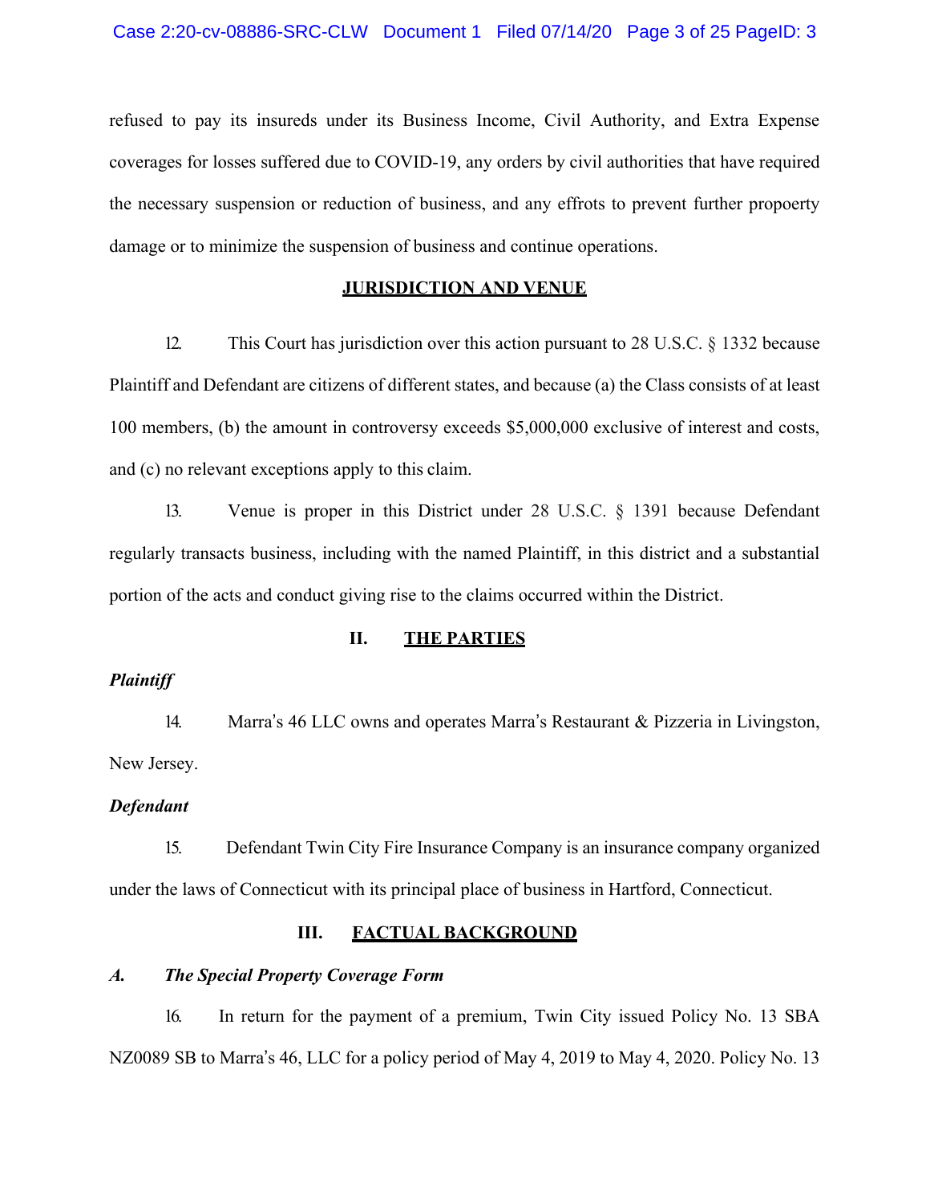refused to pay its insureds under its Business Income, Civil Authority, and Extra Expense coverages for losses suffered due to COVID-19, any orders by civil authorities that have required the necessary suspension or reduction of business, and any effrots to prevent further propoerty damage or to minimize the suspension of business and continue operations.

## JURISDICTION AND VENUE

12. This Court has jurisdiction over this action pursuant to 28 U.S.C. § 1332 because Plaintiff and Defendant are citizens of different states, and because (a) the Class consists of at least 100 members, (b) the amount in controversy exceeds $5,000,000 exclusive of interest and costs, and (c) no relevant exceptions apply to this claim.

13. Venue is proper in this District under 28 U.S.C. § 1391 because Defendant regularly transacts business, including with the named Plaintiff, in this district and a substantial portion of the acts and conduct giving rise to the claims occurred within the District.

## II. THE PARTIES

***Plaintiff***

14. Marra's 46 LLC owns and operates Marra's Restaurant & Pizzeria in Livingston, New Jersey.

***Defendant***

15. Defendant Twin City Fire Insurance Company is an insurance company organized under the laws of Connecticut with its principal place of business in Hartford, Connecticut.

## III. FACTUAL BACKGROUND

### *A. The Special Property Coverage Form*

16. In return for the payment of a premium, Twin City issued Policy No. 13 SBA NZ0089 SB to Marra's 46, LLC for a policy period of May 4, 2019 to May 4, 2020. Policy No. 13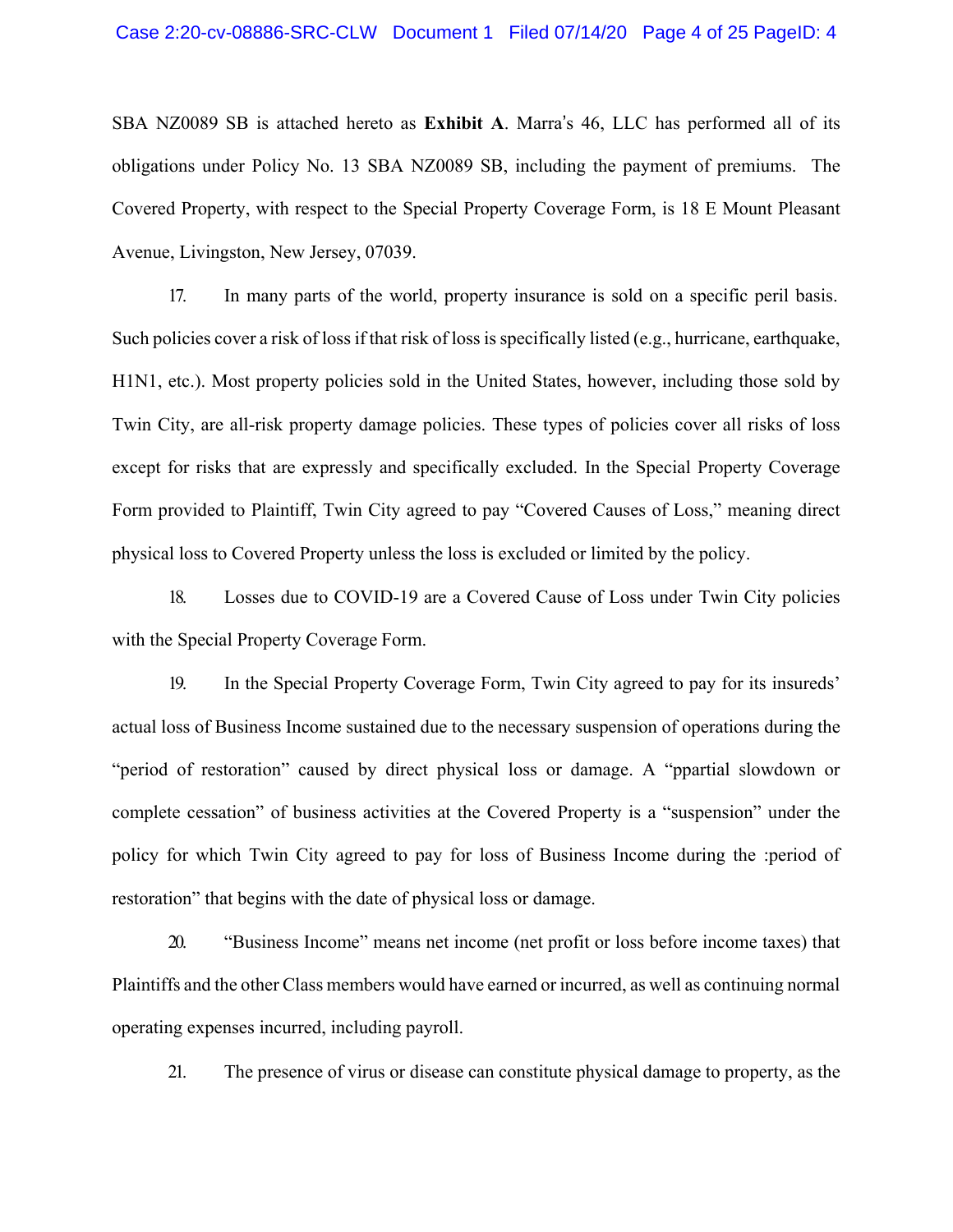SBA NZ0089 SB is attached hereto as **Exhibit A**. Marra's 46, LLC has performed all of its obligations under Policy No. 13 SBA NZ0089 SB, including the payment of premiums. The Covered Property, with respect to the Special Property Coverage Form, is 18 E Mount Pleasant Avenue, Livingston, New Jersey, 07039.

17. In many parts of the world, property insurance is sold on a specific peril basis. Such policies cover a risk of loss if that risk of loss is specifically listed (e.g., hurricane, earthquake, H1N1, etc.). Most property policies sold in the United States, however, including those sold by Twin City, are all-risk property damage policies. These types of policies cover all risks of loss except for risks that are expressly and specifically excluded. In the Special Property Coverage Form provided to Plaintiff, Twin City agreed to pay "Covered Causes of Loss," meaning direct physical loss to Covered Property unless the loss is excluded or limited by the policy.

18. Losses due to COVID-19 are a Covered Cause of Loss under Twin City policies with the Special Property Coverage Form.

19. In the Special Property Coverage Form, Twin City agreed to pay for its insureds' actual loss of Business Income sustained due to the necessary suspension of operations during the "period of restoration" caused by direct physical loss or damage. A "ppartial slowdown or complete cessation" of business activities at the Covered Property is a "suspension" under the policy for which Twin City agreed to pay for loss of Business Income during the :period of restoration" that begins with the date of physical loss or damage.

20. "Business Income" means net income (net profit or loss before income taxes) that Plaintiffs and the other Class members would have earned or incurred, as well as continuing normal operating expenses incurred, including payroll.

21. The presence of virus or disease can constitute physical damage to property, as the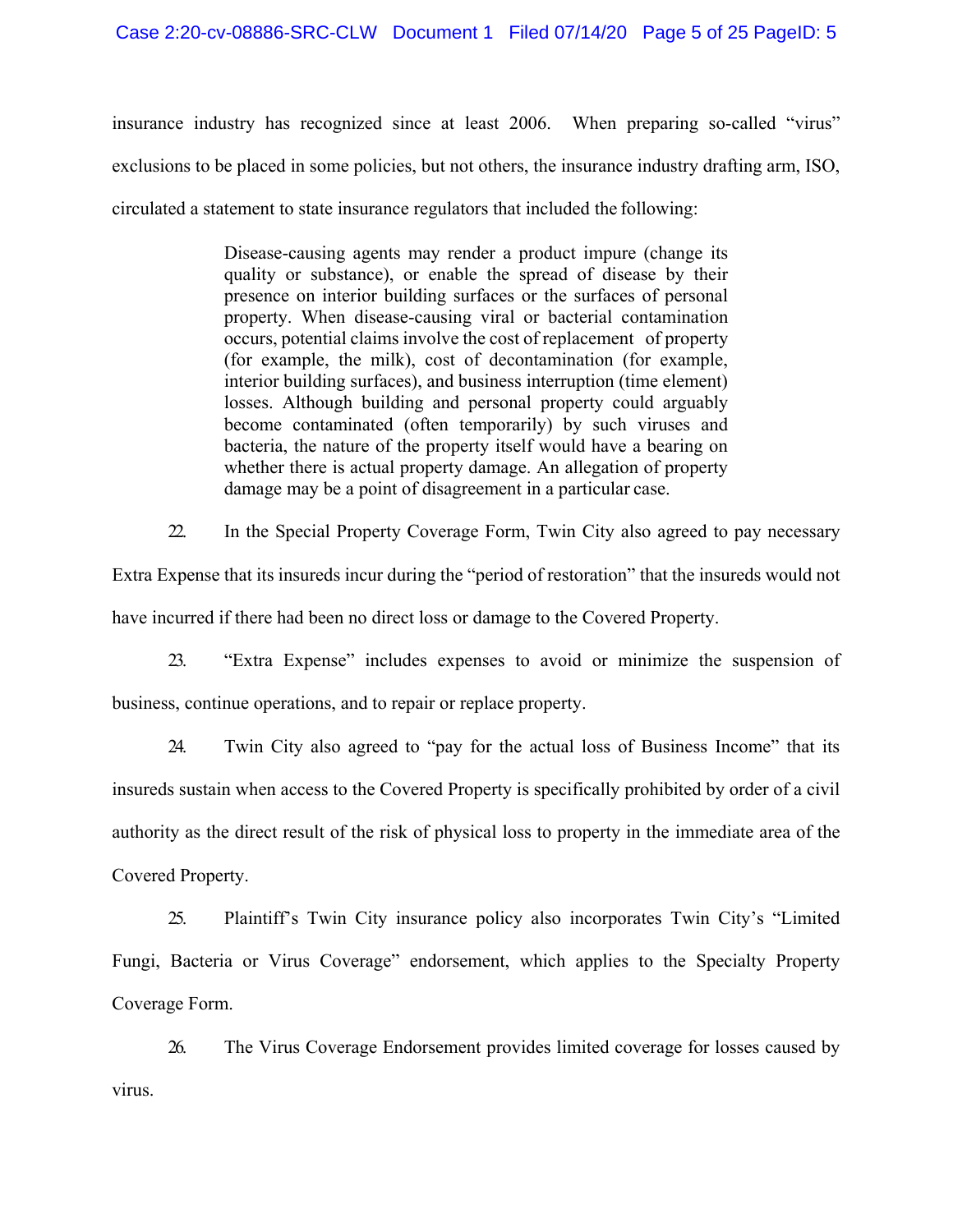insurance industry has recognized since at least 2006. When preparing so-called "virus" exclusions to be placed in some policies, but not others, the insurance industry drafting arm, ISO, circulated a statement to state insurance regulators that included the following:

> Disease-causing agents may render a product impure (change its quality or substance), or enable the spread of disease by their presence on interior building surfaces or the surfaces of personal property. When disease-causing viral or bacterial contamination occurs, potential claims involve the cost of replacement of property (for example, the milk), cost of decontamination (for example, interior building surfaces), and business interruption (time element) losses. Although building and personal property could arguably become contaminated (often temporarily) by such viruses and bacteria, the nature of the property itself would have a bearing on whether there is actual property damage. An allegation of property damage may be a point of disagreement in a particular case.

22. In the Special Property Coverage Form, Twin City also agreed to pay necessary Extra Expense that its insureds incur during the "period of restoration" that the insureds would not have incurred if there had been no direct loss or damage to the Covered Property.

23. "Extra Expense" includes expenses to avoid or minimize the suspension of business, continue operations, and to repair or replace property.

24. Twin City also agreed to "pay for the actual loss of Business Income" that its insureds sustain when access to the Covered Property is specifically prohibited by order of a civil authority as the direct result of the risk of physical loss to property in the immediate area of the Covered Property.

25. Plaintiff's Twin City insurance policy also incorporates Twin City's "Limited Fungi, Bacteria or Virus Coverage" endorsement, which applies to the Specialty Property Coverage Form.

26. The Virus Coverage Endorsement provides limited coverage for losses caused by virus.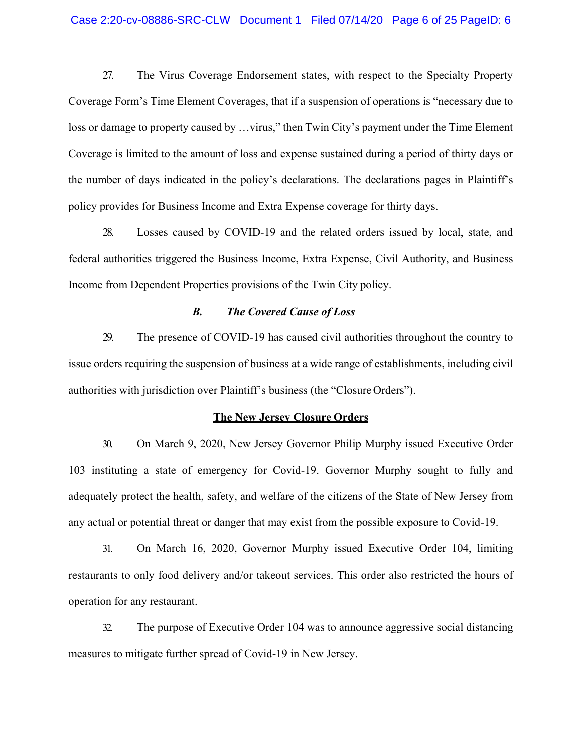27. The Virus Coverage Endorsement states, with respect to the Specialty Property Coverage Form's Time Element Coverages, that if a suspension of operations is "necessary due to loss or damage to property caused by …virus," then Twin City's payment under the Time Element Coverage is limited to the amount of loss and expense sustained during a period of thirty days or the number of days indicated in the policy's declarations. The declarations pages in Plaintiff's policy provides for Business Income and Extra Expense coverage for thirty days.

28. Losses caused by COVID-19 and the related orders issued by local, state, and federal authorities triggered the Business Income, Extra Expense, Civil Authority, and Business Income from Dependent Properties provisions of the Twin City policy.

### *B. The Covered Cause of Loss*

29. The presence of COVID-19 has caused civil authorities throughout the country to issue orders requiring the suspension of business at a wide range of establishments, including civil authorities with jurisdiction over Plaintiff's business (the "Closure Orders").

#### **The New Jersey Closure Orders**

30. On March 9, 2020, New Jersey Governor Philip Murphy issued Executive Order 103 instituting a state of emergency for Covid-19. Governor Murphy sought to fully and adequately protect the health, safety, and welfare of the citizens of the State of New Jersey from any actual or potential threat or danger that may exist from the possible exposure to Covid-19.

31. On March 16, 2020, Governor Murphy issued Executive Order 104, limiting restaurants to only food delivery and/or takeout services. This order also restricted the hours of operation for any restaurant.

32. The purpose of Executive Order 104 was to announce aggressive social distancing measures to mitigate further spread of Covid-19 in New Jersey.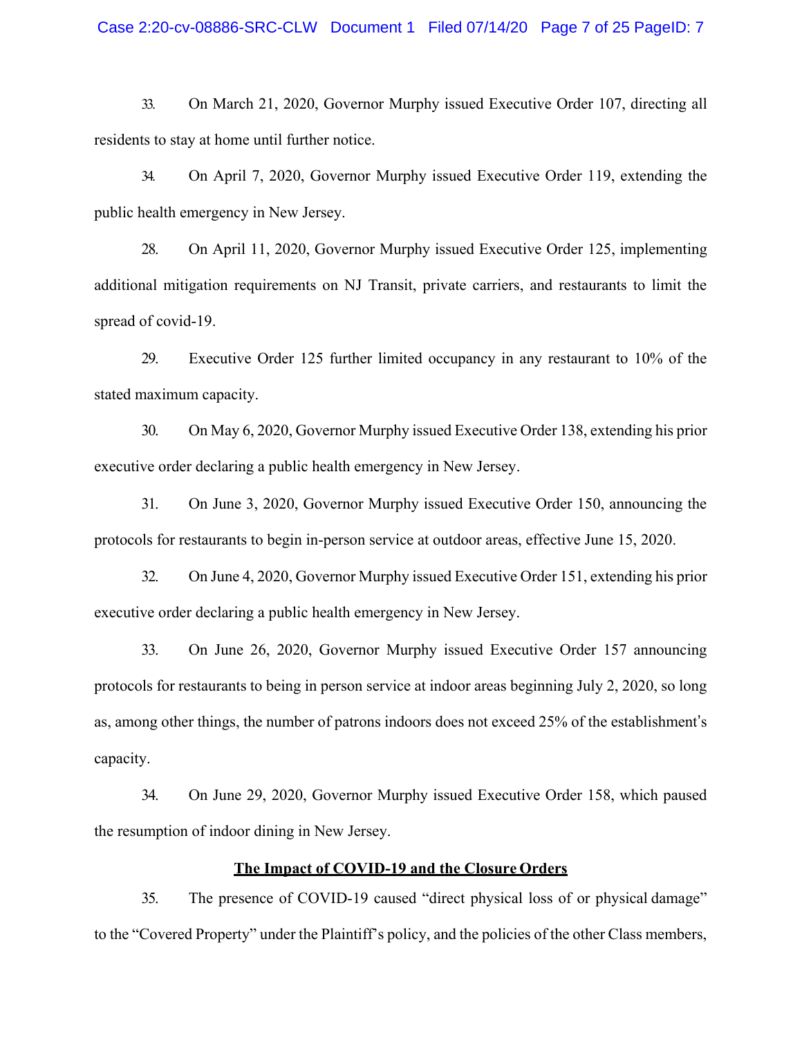33. On March 21, 2020, Governor Murphy issued Executive Order 107, directing all residents to stay at home until further notice.

34. On April 7, 2020, Governor Murphy issued Executive Order 119, extending the public health emergency in New Jersey.

28. On April 11, 2020, Governor Murphy issued Executive Order 125, implementing additional mitigation requirements on NJ Transit, private carriers, and restaurants to limit the spread of covid-19.

29. Executive Order 125 further limited occupancy in any restaurant to 10% of the stated maximum capacity.

30. On May 6, 2020, Governor Murphy issued Executive Order 138, extending his prior executive order declaring a public health emergency in New Jersey.

31. On June 3, 2020, Governor Murphy issued Executive Order 150, announcing the protocols for restaurants to begin in-person service at outdoor areas, effective June 15, 2020.

32. On June 4, 2020, Governor Murphy issued Executive Order 151, extending his prior executive order declaring a public health emergency in New Jersey.

33. On June 26, 2020, Governor Murphy issued Executive Order 157 announcing protocols for restaurants to being in person service at indoor areas beginning July 2, 2020, so long as, among other things, the number of patrons indoors does not exceed 25% of the establishment's capacity.

34. On June 29, 2020, Governor Murphy issued Executive Order 158, which paused the resumption of indoor dining in New Jersey.

**The Impact of COVID-19 and the Closure Orders**

35. The presence of COVID-19 caused "direct physical loss of or physical damage" to the "Covered Property" under the Plaintiff's policy, and the policies of the other Class members,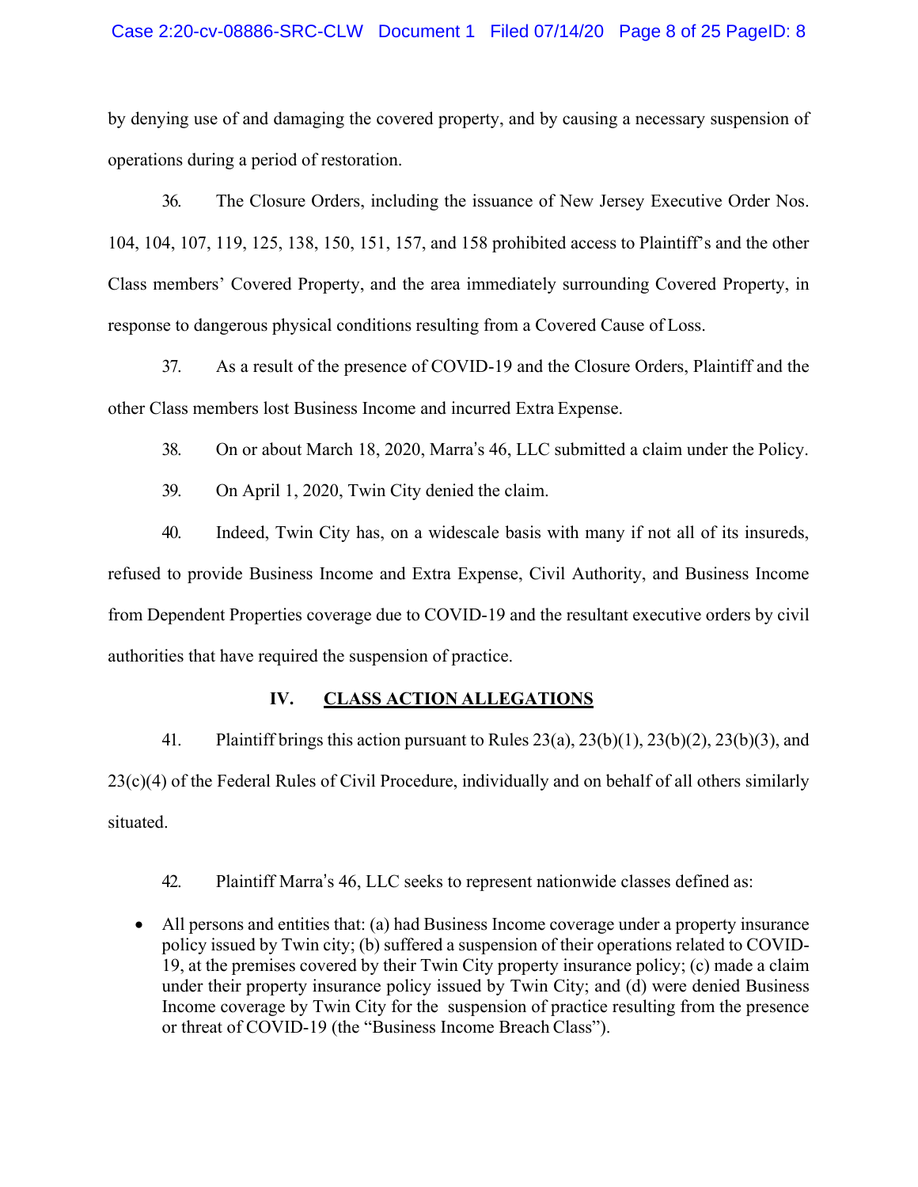by denying use of and damaging the covered property, and by causing a necessary suspension of operations during a period of restoration.

36. The Closure Orders, including the issuance of New Jersey Executive Order Nos. 104, 104, 107, 119, 125, 138, 150, 151, 157, and 158 prohibited access to Plaintiff's and the other Class members' Covered Property, and the area immediately surrounding Covered Property, in response to dangerous physical conditions resulting from a Covered Cause of Loss.

37. As a result of the presence of COVID-19 and the Closure Orders, Plaintiff and the other Class members lost Business Income and incurred Extra Expense.

38. On or about March 18, 2020, Marra's 46, LLC submitted a claim under the Policy.

39. On April 1, 2020, Twin City denied the claim.

40. Indeed, Twin City has, on a widescale basis with many if not all of its insureds, refused to provide Business Income and Extra Expense, Civil Authority, and Business Income from Dependent Properties coverage due to COVID-19 and the resultant executive orders by civil authorities that have required the suspension of practice.

## IV. CLASS ACTION ALLEGATIONS

41. Plaintiff brings this action pursuant to Rules 23(a), 23(b)(1), 23(b)(2), 23(b)(3), and 23(c)(4) of the Federal Rules of Civil Procedure, individually and on behalf of all others similarly situated.

42. Plaintiff Marra's 46, LLC seeks to represent nationwide classes defined as:

- All persons and entities that: (a) had Business Income coverage under a property insurance policy issued by Twin city; (b) suffered a suspension of their operations related to COVID-19, at the premises covered by their Twin City property insurance policy; (c) made a claim under their property insurance policy issued by Twin City; and (d) were denied Business Income coverage by Twin City for the suspension of practice resulting from the presence or threat of COVID-19 (the "Business Income Breach Class").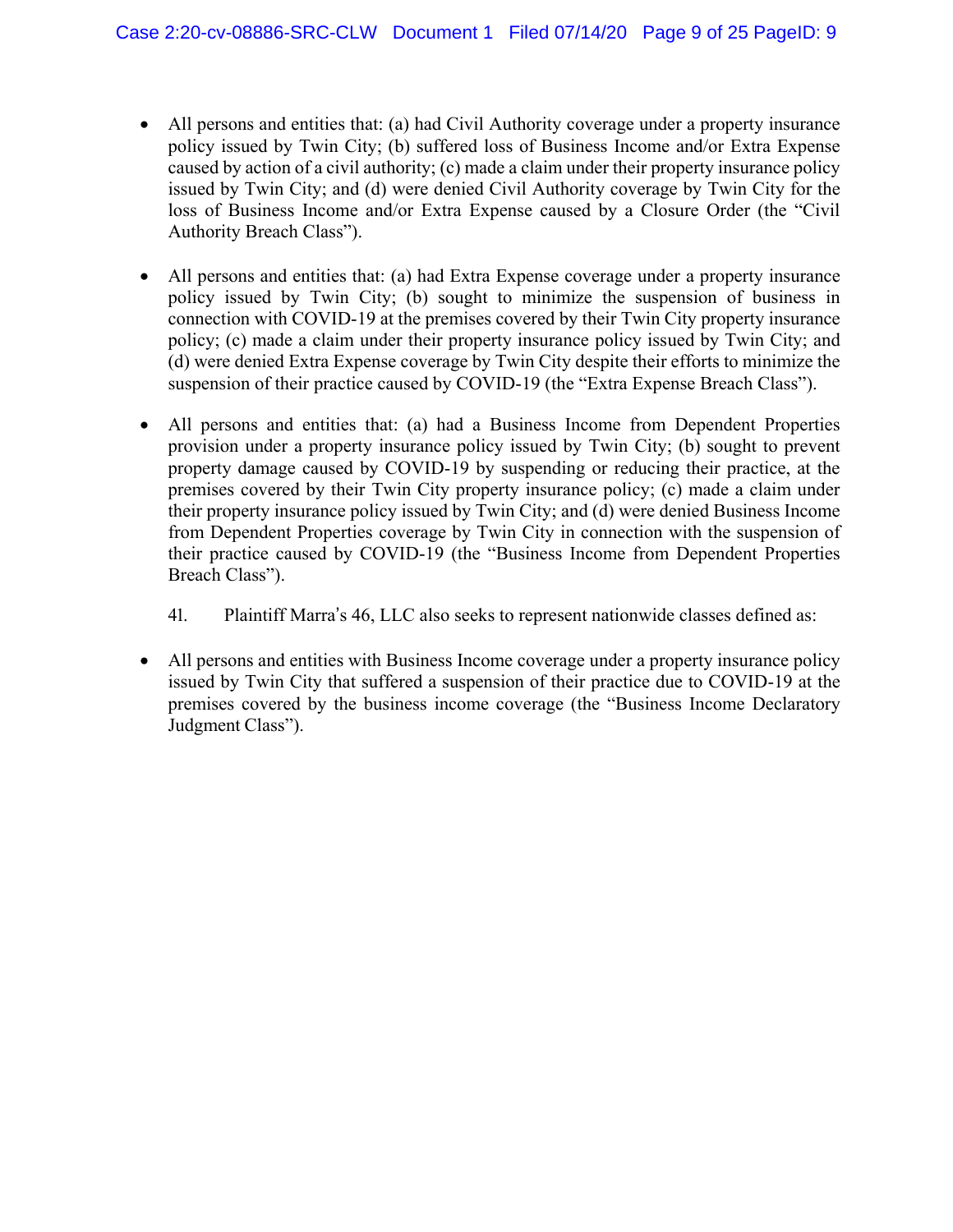- All persons and entities that: (a) had Civil Authority coverage under a property insurance policy issued by Twin City; (b) suffered loss of Business Income and/or Extra Expense caused by action of a civil authority; (c) made a claim under their property insurance policy issued by Twin City; and (d) were denied Civil Authority coverage by Twin City for the loss of Business Income and/or Extra Expense caused by a Closure Order (the "Civil Authority Breach Class").

- All persons and entities that: (a) had Extra Expense coverage under a property insurance policy issued by Twin City; (b) sought to minimize the suspension of business in connection with COVID-19 at the premises covered by their Twin City property insurance policy; (c) made a claim under their property insurance policy issued by Twin City; and (d) were denied Extra Expense coverage by Twin City despite their efforts to minimize the suspension of their practice caused by COVID-19 (the "Extra Expense Breach Class").

- All persons and entities that: (a) had a Business Income from Dependent Properties provision under a property insurance policy issued by Twin City; (b) sought to prevent property damage caused by COVID-19 by suspending or reducing their practice, at the premises covered by their Twin City property insurance policy; (c) made a claim under their property insurance policy issued by Twin City; and (d) were denied Business Income from Dependent Properties coverage by Twin City in connection with the suspension of their practice caused by COVID-19 (the "Business Income from Dependent Properties Breach Class").

41. Plaintiff Marra's 46, LLC also seeks to represent nationwide classes defined as:

- All persons and entities with Business Income coverage under a property insurance policy issued by Twin City that suffered a suspension of their practice due to COVID-19 at the premises covered by the business income coverage (the "Business Income Declaratory Judgment Class").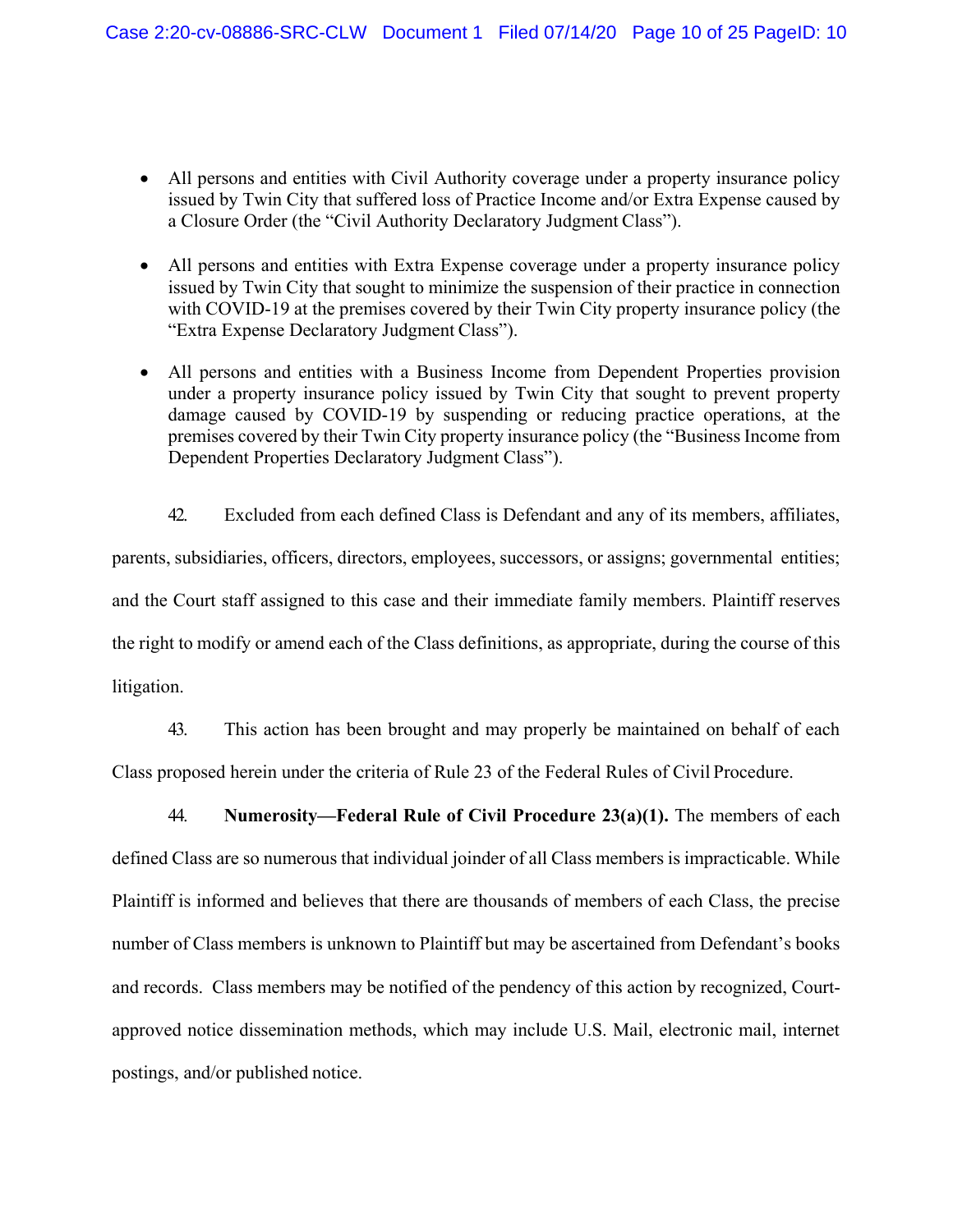- All persons and entities with Civil Authority coverage under a property insurance policy issued by Twin City that suffered loss of Practice Income and/or Extra Expense caused by a Closure Order (the "Civil Authority Declaratory Judgment Class").

- All persons and entities with Extra Expense coverage under a property insurance policy issued by Twin City that sought to minimize the suspension of their practice in connection with COVID-19 at the premises covered by their Twin City property insurance policy (the "Extra Expense Declaratory Judgment Class").

- All persons and entities with a Business Income from Dependent Properties provision under a property insurance policy issued by Twin City that sought to prevent property damage caused by COVID-19 by suspending or reducing practice operations, at the premises covered by their Twin City property insurance policy (the "Business Income from Dependent Properties Declaratory Judgment Class").

42. Excluded from each defined Class is Defendant and any of its members, affiliates, parents, subsidiaries, officers, directors, employees, successors, or assigns; governmental entities; and the Court staff assigned to this case and their immediate family members. Plaintiff reserves the right to modify or amend each of the Class definitions, as appropriate, during the course of this litigation.

43. This action has been brought and may properly be maintained on behalf of each Class proposed herein under the criteria of Rule 23 of the Federal Rules of Civil Procedure.

44. **Numerosity—Federal Rule of Civil Procedure 23(a)(1).** The members of each defined Class are so numerous that individual joinder of all Class members is impracticable. While Plaintiff is informed and believes that there are thousands of members of each Class, the precise number of Class members is unknown to Plaintiff but may be ascertained from Defendant's books and records. Class members may be notified of the pendency of this action by recognized, Court-approved notice dissemination methods, which may include U.S. Mail, electronic mail, internet postings, and/or published notice.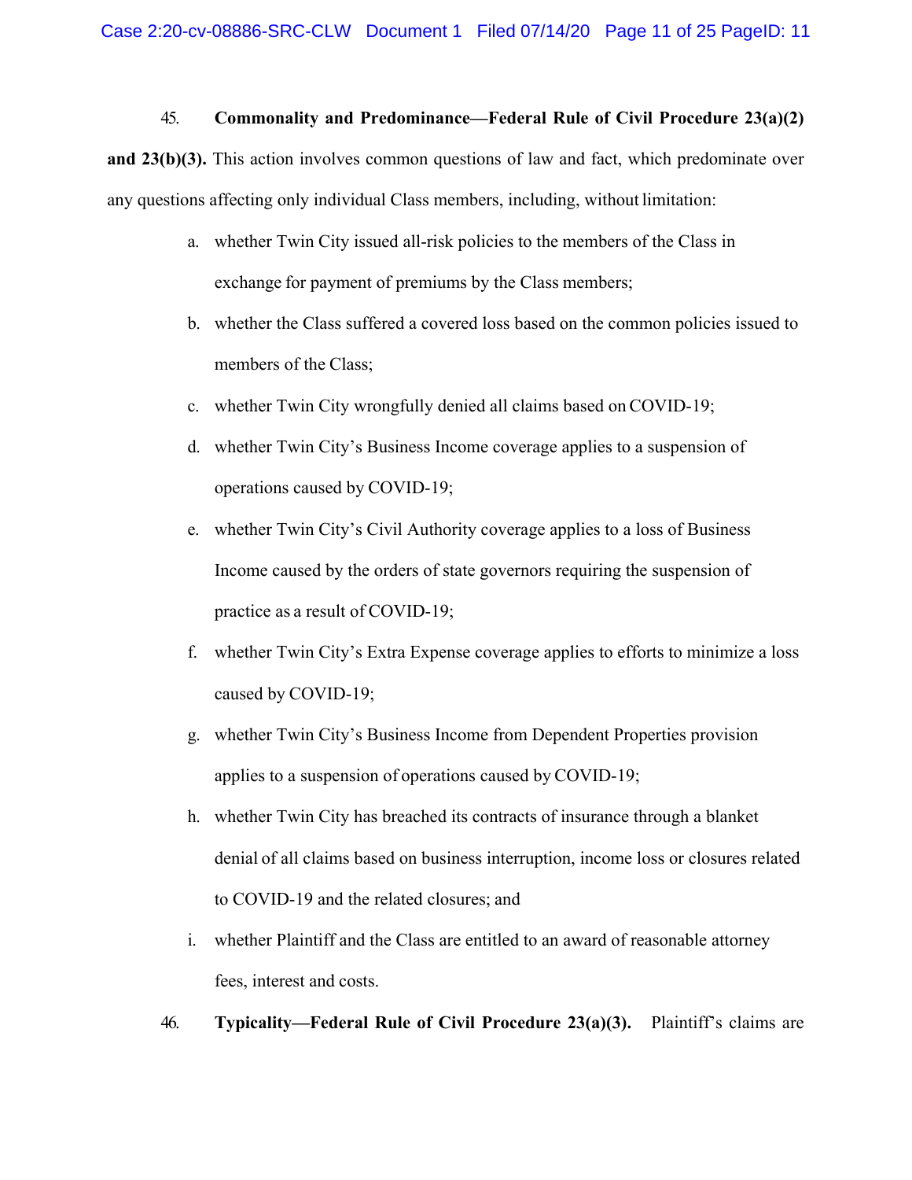45. **Commonality and Predominance—Federal Rule of Civil Procedure 23(a)(2) and 23(b)(3).** This action involves common questions of law and fact, which predominate over any questions affecting only individual Class members, including, without limitation:

a. whether Twin City issued all-risk policies to the members of the Class in exchange for payment of premiums by the Class members;

b. whether the Class suffered a covered loss based on the common policies issued to members of the Class;

c. whether Twin City wrongfully denied all claims based on COVID-19;

d. whether Twin City's Business Income coverage applies to a suspension of operations caused by COVID-19;

e. whether Twin City's Civil Authority coverage applies to a loss of Business Income caused by the orders of state governors requiring the suspension of practice as a result of COVID-19;

f. whether Twin City's Extra Expense coverage applies to efforts to minimize a loss caused by COVID-19;

g. whether Twin City's Business Income from Dependent Properties provision applies to a suspension of operations caused by COVID-19;

h. whether Twin City has breached its contracts of insurance through a blanket denial of all claims based on business interruption, income loss or closures related to COVID-19 and the related closures; and

i. whether Plaintiff and the Class are entitled to an award of reasonable attorney fees, interest and costs.

46. **Typicality—Federal Rule of Civil Procedure 23(a)(3).** Plaintiff's claims are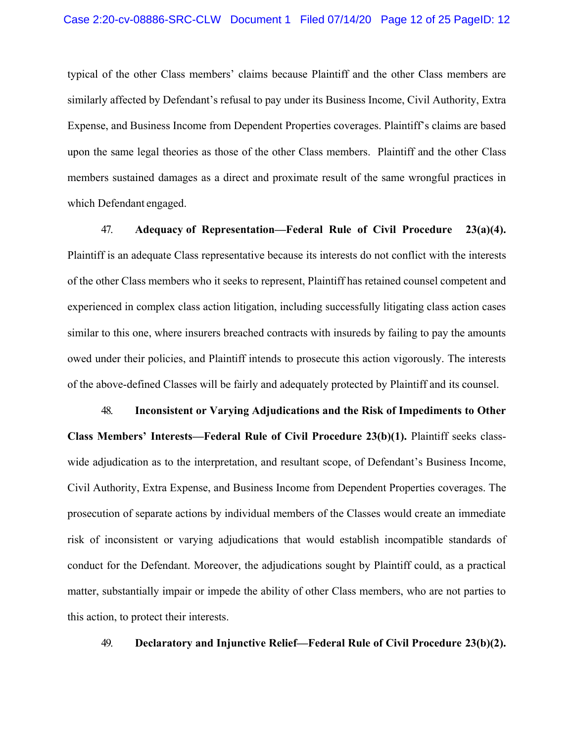typical of the other Class members' claims because Plaintiff and the other Class members are similarly affected by Defendant's refusal to pay under its Business Income, Civil Authority, Extra Expense, and Business Income from Dependent Properties coverages. Plaintiff's claims are based upon the same legal theories as those of the other Class members. Plaintiff and the other Class members sustained damages as a direct and proximate result of the same wrongful practices in which Defendant engaged.

47. **Adequacy of Representation—Federal Rule of Civil Procedure 23(a)(4).** Plaintiff is an adequate Class representative because its interests do not conflict with the interests of the other Class members who it seeks to represent, Plaintiff has retained counsel competent and experienced in complex class action litigation, including successfully litigating class action cases similar to this one, where insurers breached contracts with insureds by failing to pay the amounts owed under their policies, and Plaintiff intends to prosecute this action vigorously. The interests of the above-defined Classes will be fairly and adequately protected by Plaintiff and its counsel.

48. **Inconsistent or Varying Adjudications and the Risk of Impediments to Other Class Members' Interests—Federal Rule of Civil Procedure 23(b)(1).** Plaintiff seeks class-wide adjudication as to the interpretation, and resultant scope, of Defendant's Business Income, Civil Authority, Extra Expense, and Business Income from Dependent Properties coverages. The prosecution of separate actions by individual members of the Classes would create an immediate risk of inconsistent or varying adjudications that would establish incompatible standards of conduct for the Defendant. Moreover, the adjudications sought by Plaintiff could, as a practical matter, substantially impair or impede the ability of other Class members, who are not parties to this action, to protect their interests.

49. **Declaratory and Injunctive Relief—Federal Rule of Civil Procedure 23(b)(2).**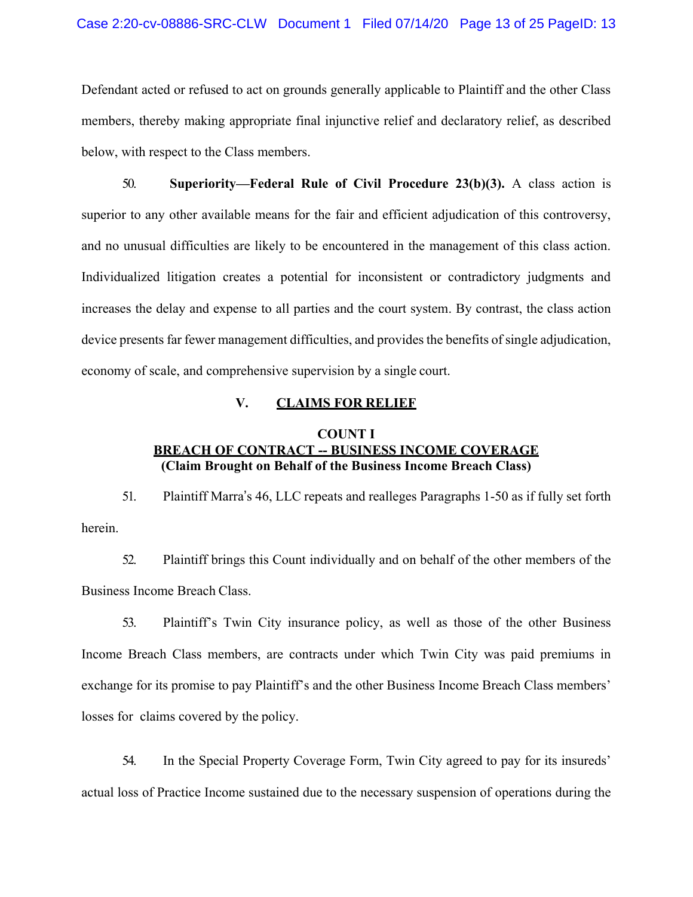Defendant acted or refused to act on grounds generally applicable to Plaintiff and the other Class members, thereby making appropriate final injunctive relief and declaratory relief, as described below, with respect to the Class members.

50. **Superiority—Federal Rule of Civil Procedure 23(b)(3).** A class action is superior to any other available means for the fair and efficient adjudication of this controversy, and no unusual difficulties are likely to be encountered in the management of this class action. Individualized litigation creates a potential for inconsistent or contradictory judgments and increases the delay and expense to all parties and the court system. By contrast, the class action device presents far fewer management difficulties, and provides the benefits of single adjudication, economy of scale, and comprehensive supervision by a single court.

## V. CLAIMS FOR RELIEF

### COUNT I
### BREACH OF CONTRACT -- BUSINESS INCOME COVERAGE
**(Claim Brought on Behalf of the Business Income Breach Class)**

51. Plaintiff Marra's 46, LLC repeats and realleges Paragraphs 1-50 as if fully set forth herein.

52. Plaintiff brings this Count individually and on behalf of the other members of the Business Income Breach Class.

53. Plaintiff's Twin City insurance policy, as well as those of the other Business Income Breach Class members, are contracts under which Twin City was paid premiums in exchange for its promise to pay Plaintiff's and the other Business Income Breach Class members' losses for claims covered by the policy.

54. In the Special Property Coverage Form, Twin City agreed to pay for its insureds' actual loss of Practice Income sustained due to the necessary suspension of operations during the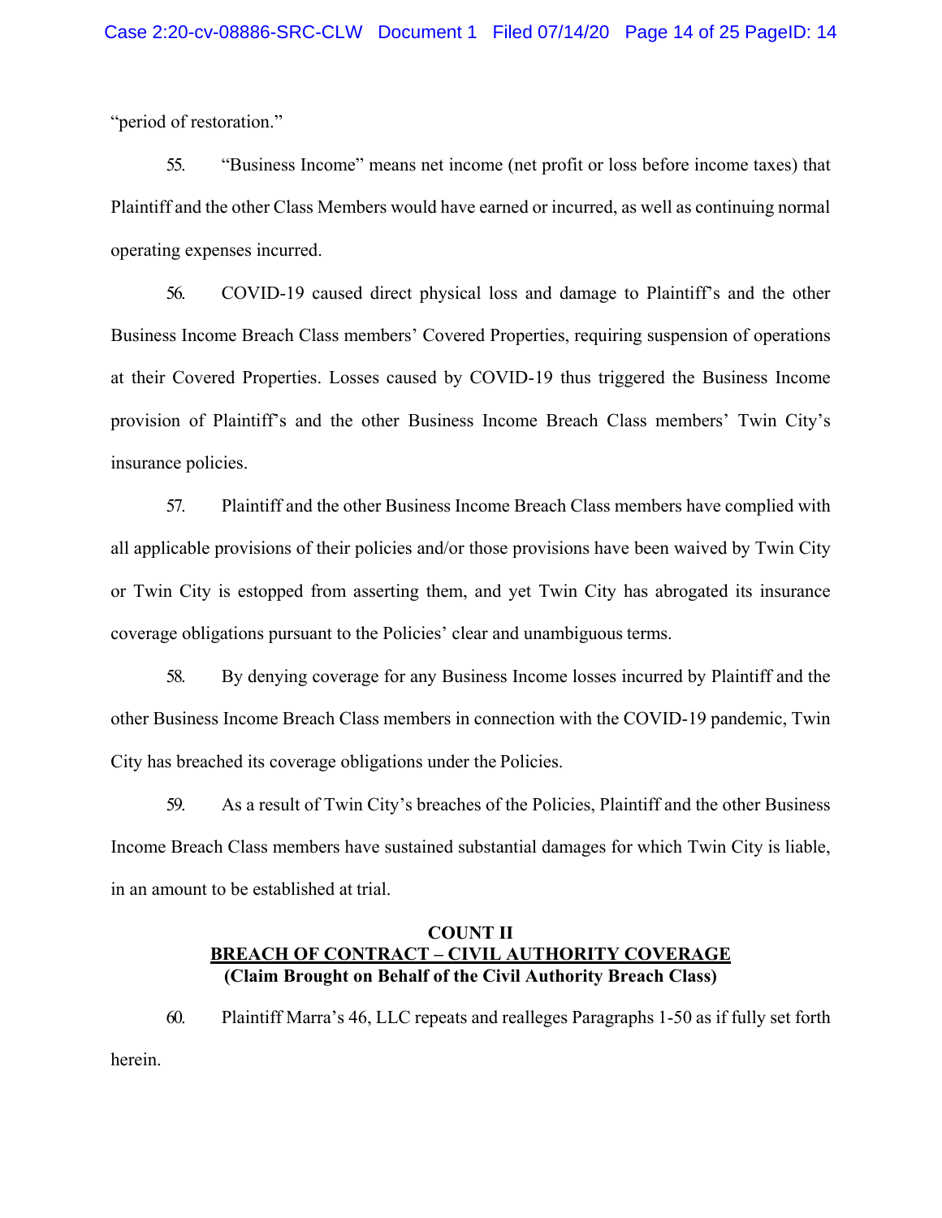"period of restoration."

55. "Business Income" means net income (net profit or loss before income taxes) that Plaintiff and the other Class Members would have earned or incurred, as well as continuing normal operating expenses incurred.

56. COVID-19 caused direct physical loss and damage to Plaintiff's and the other Business Income Breach Class members' Covered Properties, requiring suspension of operations at their Covered Properties. Losses caused by COVID-19 thus triggered the Business Income provision of Plaintiff's and the other Business Income Breach Class members' Twin City's insurance policies.

57. Plaintiff and the other Business Income Breach Class members have complied with all applicable provisions of their policies and/or those provisions have been waived by Twin City or Twin City is estopped from asserting them, and yet Twin City has abrogated its insurance coverage obligations pursuant to the Policies' clear and unambiguous terms.

58. By denying coverage for any Business Income losses incurred by Plaintiff and the other Business Income Breach Class members in connection with the COVID-19 pandemic, Twin City has breached its coverage obligations under the Policies.

59. As a result of Twin City's breaches of the Policies, Plaintiff and the other Business Income Breach Class members have sustained substantial damages for which Twin City is liable, in an amount to be established at trial.

**COUNT II**
**BREACH OF CONTRACT – CIVIL AUTHORITY COVERAGE**
**(Claim Brought on Behalf of the Civil Authority Breach Class)**

60. Plaintiff Marra's 46, LLC repeats and realleges Paragraphs 1-50 as if fully set forth herein.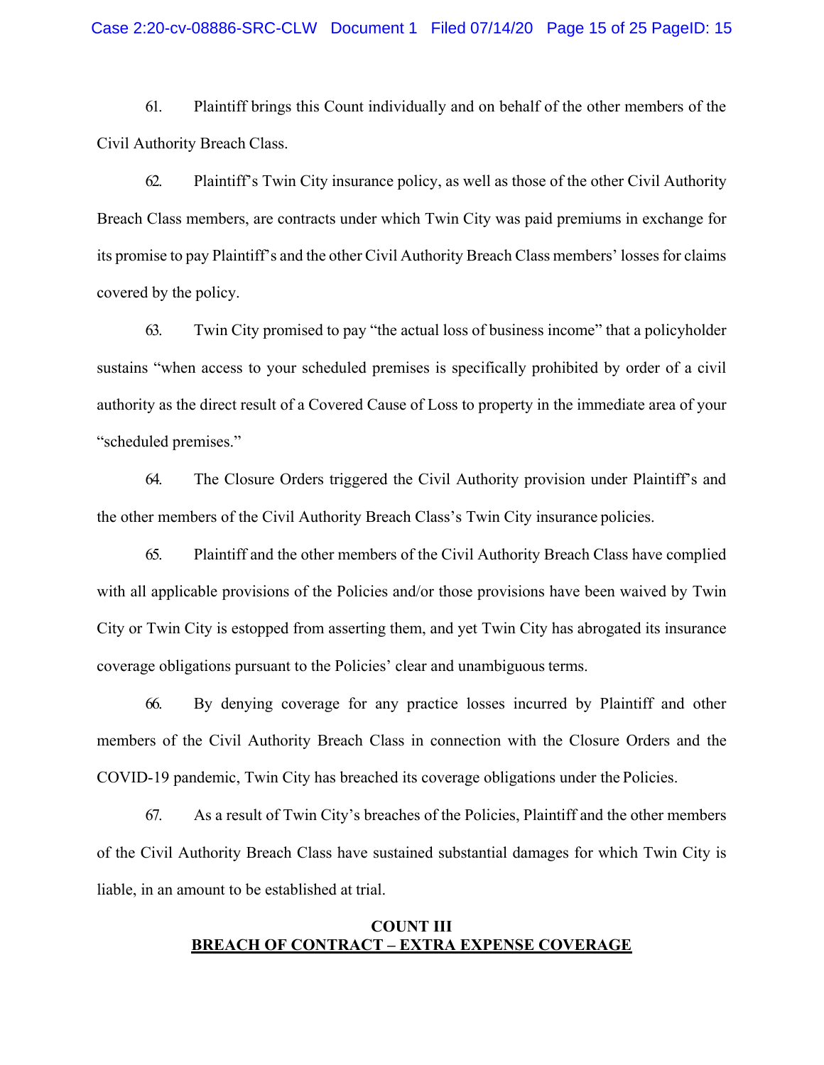61. Plaintiff brings this Count individually and on behalf of the other members of the Civil Authority Breach Class.

62. Plaintiff's Twin City insurance policy, as well as those of the other Civil Authority Breach Class members, are contracts under which Twin City was paid premiums in exchange for its promise to pay Plaintiff's and the other Civil Authority Breach Class members' losses for claims covered by the policy.

63. Twin City promised to pay "the actual loss of business income" that a policyholder sustains "when access to your scheduled premises is specifically prohibited by order of a civil authority as the direct result of a Covered Cause of Loss to property in the immediate area of your "scheduled premises."

64. The Closure Orders triggered the Civil Authority provision under Plaintiff's and the other members of the Civil Authority Breach Class's Twin City insurance policies.

65. Plaintiff and the other members of the Civil Authority Breach Class have complied with all applicable provisions of the Policies and/or those provisions have been waived by Twin City or Twin City is estopped from asserting them, and yet Twin City has abrogated its insurance coverage obligations pursuant to the Policies' clear and unambiguous terms.

66. By denying coverage for any practice losses incurred by Plaintiff and other members of the Civil Authority Breach Class in connection with the Closure Orders and the COVID-19 pandemic, Twin City has breached its coverage obligations under the Policies.

67. As a result of Twin City's breaches of the Policies, Plaintiff and the other members of the Civil Authority Breach Class have sustained substantial damages for which Twin City is liable, in an amount to be established at trial.

## COUNT III
## BREACH OF CONTRACT – EXTRA EXPENSE COVERAGE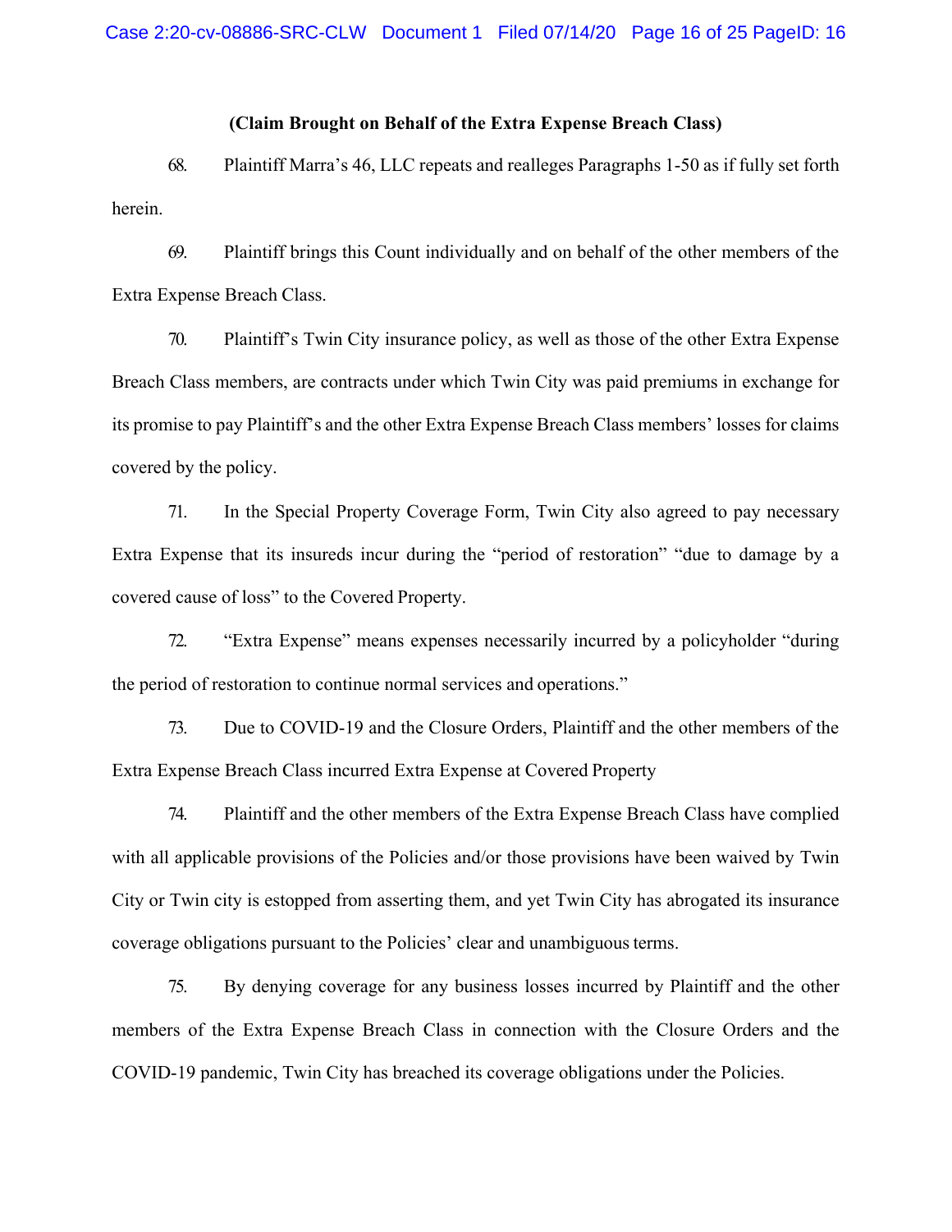**(Claim Brought on Behalf of the Extra Expense Breach Class)**

68. Plaintiff Marra's 46, LLC repeats and realleges Paragraphs 1-50 as if fully set forth herein.

69. Plaintiff brings this Count individually and on behalf of the other members of the Extra Expense Breach Class.

70. Plaintiff's Twin City insurance policy, as well as those of the other Extra Expense Breach Class members, are contracts under which Twin City was paid premiums in exchange for its promise to pay Plaintiff's and the other Extra Expense Breach Class members' losses for claims covered by the policy.

71. In the Special Property Coverage Form, Twin City also agreed to pay necessary Extra Expense that its insureds incur during the "period of restoration" "due to damage by a covered cause of loss" to the Covered Property.

72. "Extra Expense" means expenses necessarily incurred by a policyholder "during the period of restoration to continue normal services and operations."

73. Due to COVID-19 and the Closure Orders, Plaintiff and the other members of the Extra Expense Breach Class incurred Extra Expense at Covered Property

74. Plaintiff and the other members of the Extra Expense Breach Class have complied with all applicable provisions of the Policies and/or those provisions have been waived by Twin City or Twin city is estopped from asserting them, and yet Twin City has abrogated its insurance coverage obligations pursuant to the Policies' clear and unambiguous terms.

75. By denying coverage for any business losses incurred by Plaintiff and the other members of the Extra Expense Breach Class in connection with the Closure Orders and the COVID-19 pandemic, Twin City has breached its coverage obligations under the Policies.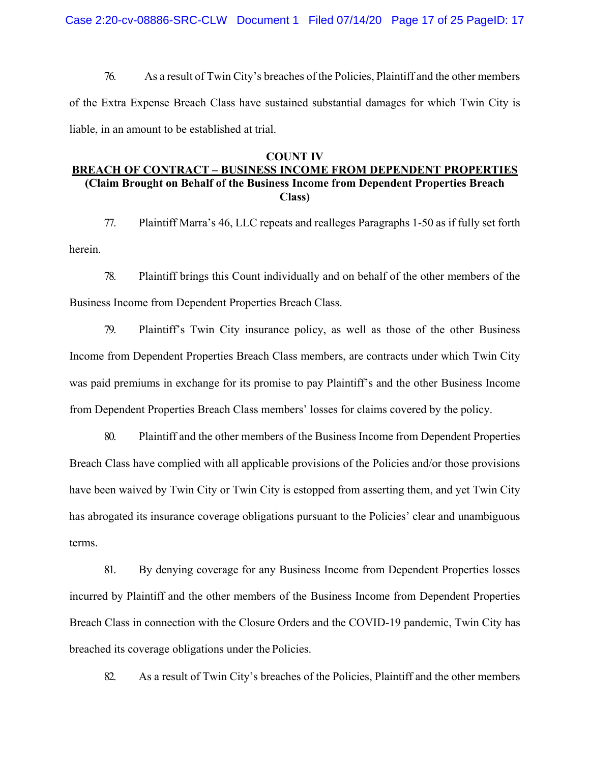76. As a result of Twin City's breaches of the Policies, Plaintiff and the other members of the Extra Expense Breach Class have sustained substantial damages for which Twin City is liable, in an amount to be established at trial.

**COUNT IV**

**BREACH OF CONTRACT – BUSINESS INCOME FROM DEPENDENT PROPERTIES**

**(Claim Brought on Behalf of the Business Income from Dependent Properties Breach Class)**

77. Plaintiff Marra's 46, LLC repeats and realleges Paragraphs 1-50 as if fully set forth herein.

78. Plaintiff brings this Count individually and on behalf of the other members of the Business Income from Dependent Properties Breach Class.

79. Plaintiff's Twin City insurance policy, as well as those of the other Business Income from Dependent Properties Breach Class members, are contracts under which Twin City was paid premiums in exchange for its promise to pay Plaintiff's and the other Business Income from Dependent Properties Breach Class members' losses for claims covered by the policy.

80. Plaintiff and the other members of the Business Income from Dependent Properties Breach Class have complied with all applicable provisions of the Policies and/or those provisions have been waived by Twin City or Twin City is estopped from asserting them, and yet Twin City has abrogated its insurance coverage obligations pursuant to the Policies' clear and unambiguous terms.

81. By denying coverage for any Business Income from Dependent Properties losses incurred by Plaintiff and the other members of the Business Income from Dependent Properties Breach Class in connection with the Closure Orders and the COVID-19 pandemic, Twin City has breached its coverage obligations under the Policies.

82. As a result of Twin City's breaches of the Policies, Plaintiff and the other members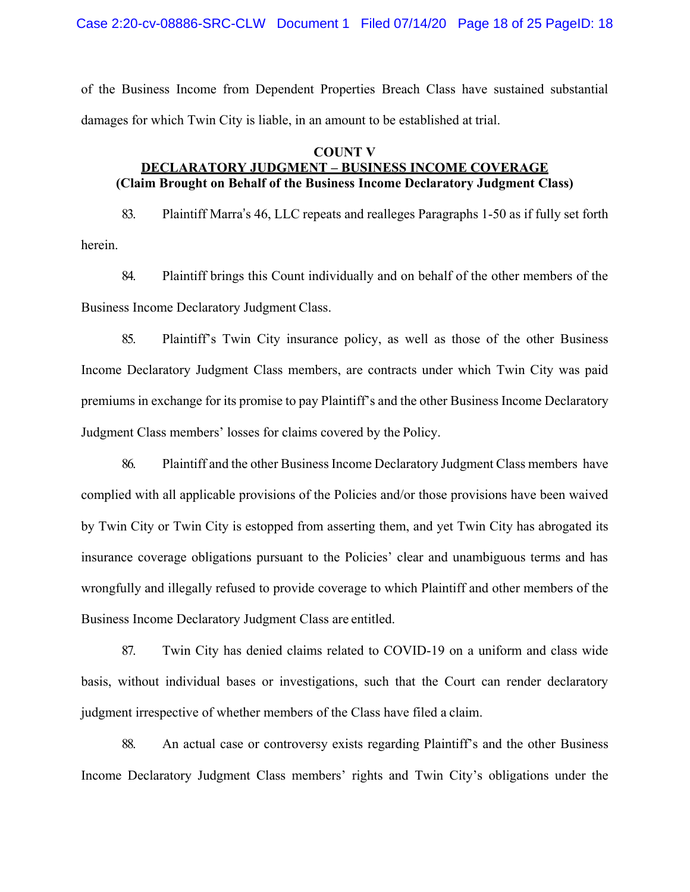of the Business Income from Dependent Properties Breach Class have sustained substantial damages for which Twin City is liable, in an amount to be established at trial.

**COUNT V**
**DECLARATORY JUDGMENT – BUSINESS INCOME COVERAGE**
**(Claim Brought on Behalf of the Business Income Declaratory Judgment Class)**

83. Plaintiff Marra's 46, LLC repeats and realleges Paragraphs 1-50 as if fully set forth herein.

84. Plaintiff brings this Count individually and on behalf of the other members of the Business Income Declaratory Judgment Class.

85. Plaintiff's Twin City insurance policy, as well as those of the other Business Income Declaratory Judgment Class members, are contracts under which Twin City was paid premiums in exchange for its promise to pay Plaintiff's and the other Business Income Declaratory Judgment Class members' losses for claims covered by the Policy.

86. Plaintiff and the other Business Income Declaratory Judgment Class members have complied with all applicable provisions of the Policies and/or those provisions have been waived by Twin City or Twin City is estopped from asserting them, and yet Twin City has abrogated its insurance coverage obligations pursuant to the Policies' clear and unambiguous terms and has wrongfully and illegally refused to provide coverage to which Plaintiff and other members of the Business Income Declaratory Judgment Class are entitled.

87. Twin City has denied claims related to COVID-19 on a uniform and class wide basis, without individual bases or investigations, such that the Court can render declaratory judgment irrespective of whether members of the Class have filed a claim.

88. An actual case or controversy exists regarding Plaintiff's and the other Business Income Declaratory Judgment Class members' rights and Twin City's obligations under the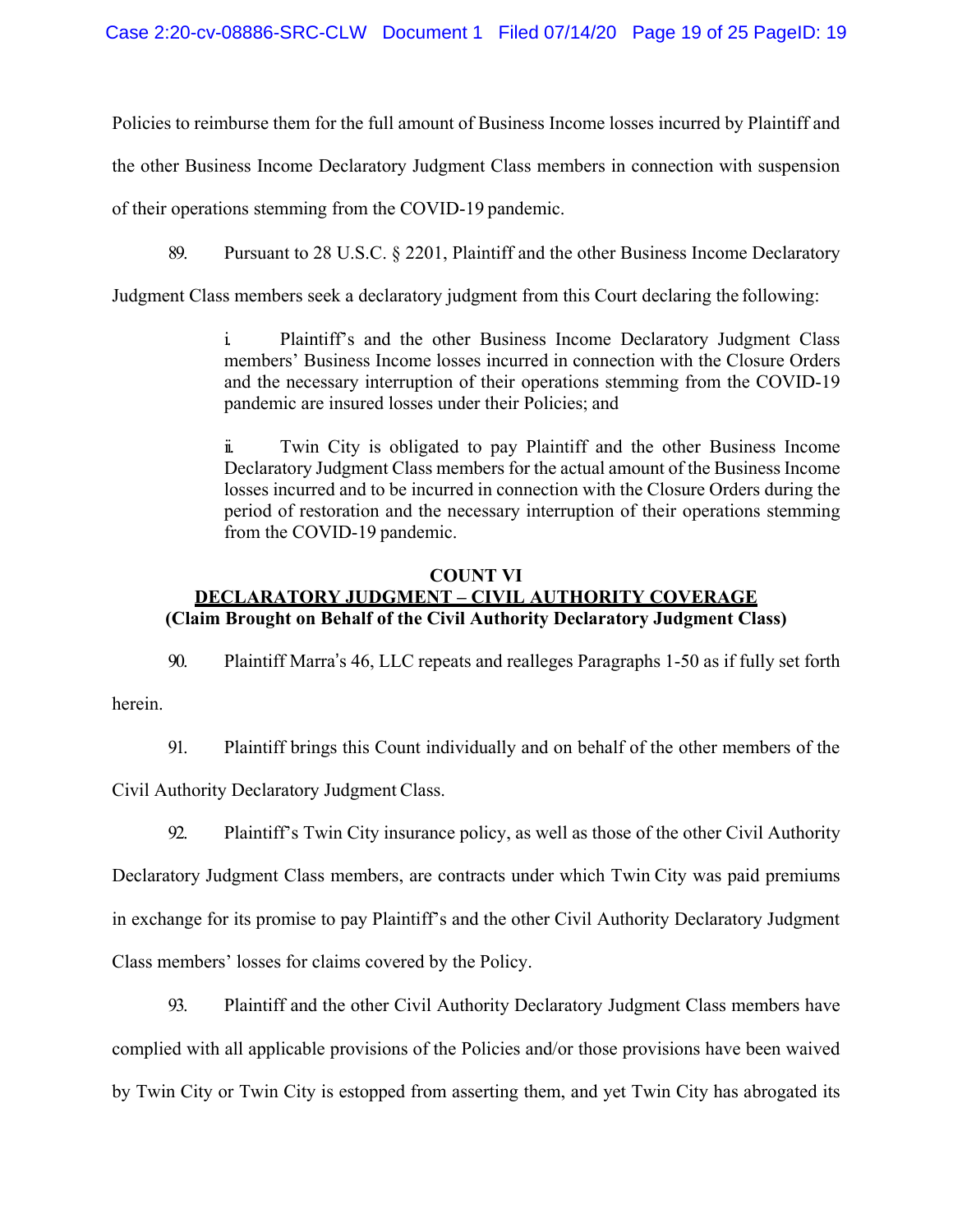Policies to reimburse them for the full amount of Business Income losses incurred by Plaintiff and the other Business Income Declaratory Judgment Class members in connection with suspension of their operations stemming from the COVID-19 pandemic.

89. Pursuant to 28 U.S.C. § 2201, Plaintiff and the other Business Income Declaratory Judgment Class members seek a declaratory judgment from this Court declaring the following:

> i. Plaintiff's and the other Business Income Declaratory Judgment Class members' Business Income losses incurred in connection with the Closure Orders and the necessary interruption of their operations stemming from the COVID-19 pandemic are insured losses under their Policies; and
>
> ii. Twin City is obligated to pay Plaintiff and the other Business Income Declaratory Judgment Class members for the actual amount of the Business Income losses incurred and to be incurred in connection with the Closure Orders during the period of restoration and the necessary interruption of their operations stemming from the COVID-19 pandemic.

**COUNT VI**

**<u>DECLARATORY JUDGMENT – CIVIL AUTHORITY COVERAGE</u>**

**(Claim Brought on Behalf of the Civil Authority Declaratory Judgment Class)**

90. Plaintiff Marra's 46, LLC repeats and realleges Paragraphs 1-50 as if fully set forth herein.

91. Plaintiff brings this Count individually and on behalf of the other members of the Civil Authority Declaratory Judgment Class.

92. Plaintiff's Twin City insurance policy, as well as those of the other Civil Authority Declaratory Judgment Class members, are contracts under which Twin City was paid premiums in exchange for its promise to pay Plaintiff's and the other Civil Authority Declaratory Judgment Class members' losses for claims covered by the Policy.

93. Plaintiff and the other Civil Authority Declaratory Judgment Class members have complied with all applicable provisions of the Policies and/or those provisions have been waived by Twin City or Twin City is estopped from asserting them, and yet Twin City has abrogated its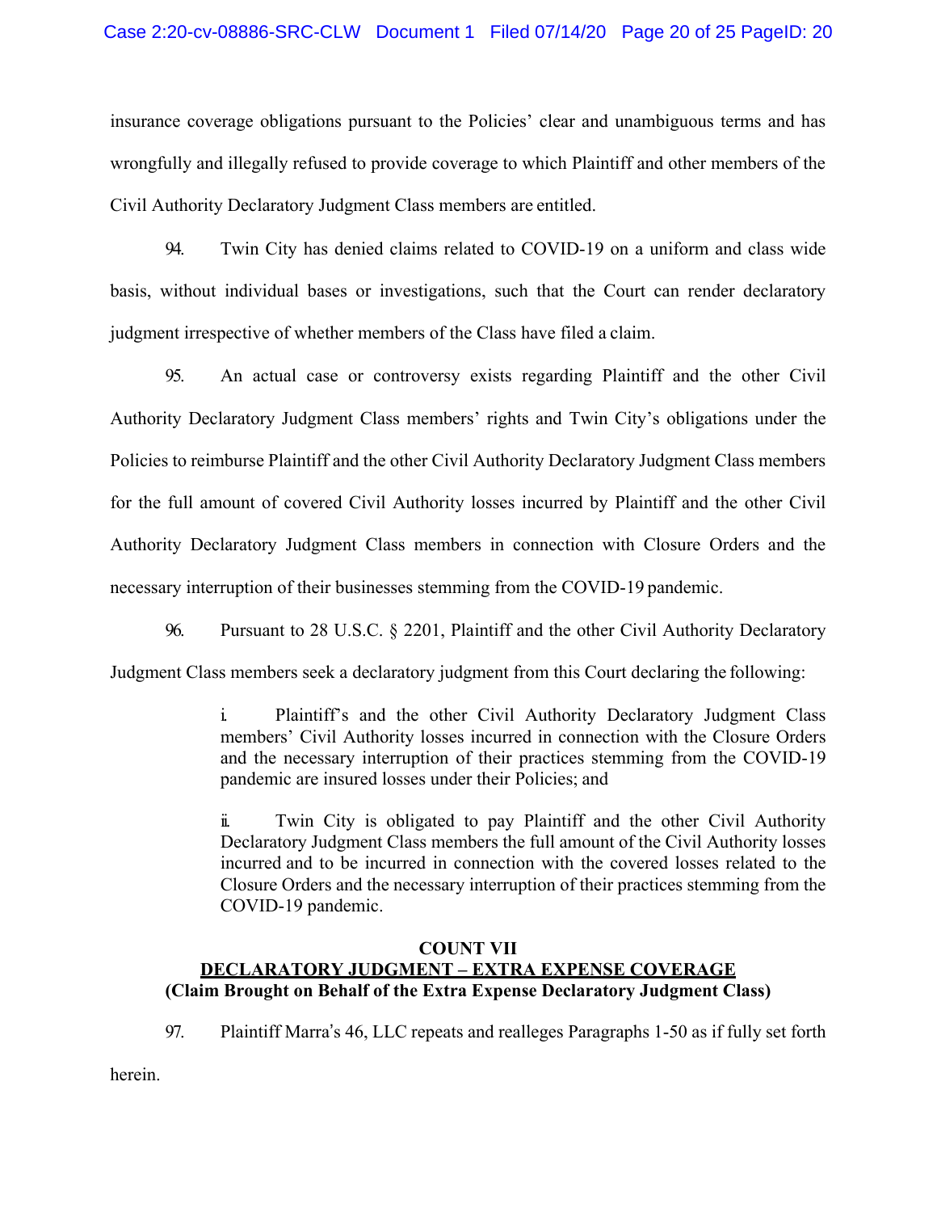insurance coverage obligations pursuant to the Policies' clear and unambiguous terms and has wrongfully and illegally refused to provide coverage to which Plaintiff and other members of the Civil Authority Declaratory Judgment Class members are entitled.

94. Twin City has denied claims related to COVID-19 on a uniform and class wide basis, without individual bases or investigations, such that the Court can render declaratory judgment irrespective of whether members of the Class have filed a claim.

95. An actual case or controversy exists regarding Plaintiff and the other Civil Authority Declaratory Judgment Class members' rights and Twin City's obligations under the Policies to reimburse Plaintiff and the other Civil Authority Declaratory Judgment Class members for the full amount of covered Civil Authority losses incurred by Plaintiff and the other Civil Authority Declaratory Judgment Class members in connection with Closure Orders and the necessary interruption of their businesses stemming from the COVID-19 pandemic.

96. Pursuant to 28 U.S.C. § 2201, Plaintiff and the other Civil Authority Declaratory Judgment Class members seek a declaratory judgment from this Court declaring the following:

> i. Plaintiff's and the other Civil Authority Declaratory Judgment Class members' Civil Authority losses incurred in connection with the Closure Orders and the necessary interruption of their practices stemming from the COVID-19 pandemic are insured losses under their Policies; and
>
> ii. Twin City is obligated to pay Plaintiff and the other Civil Authority Declaratory Judgment Class members the full amount of the Civil Authority losses incurred and to be incurred in connection with the covered losses related to the Closure Orders and the necessary interruption of their practices stemming from the COVID-19 pandemic.

**COUNT VII**

**<u>DECLARATORY JUDGMENT – EXTRA EXPENSE COVERAGE</u>**

**(Claim Brought on Behalf of the Extra Expense Declaratory Judgment Class)**

97. Plaintiff Marra's 46, LLC repeats and realleges Paragraphs 1-50 as if fully set forth herein.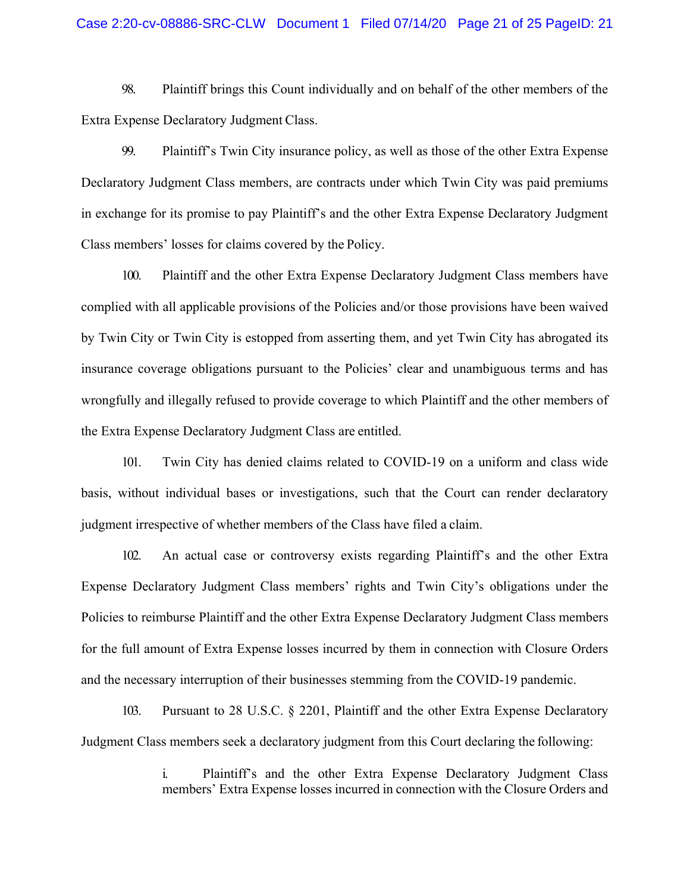98. Plaintiff brings this Count individually and on behalf of the other members of the Extra Expense Declaratory Judgment Class.

99. Plaintiff's Twin City insurance policy, as well as those of the other Extra Expense Declaratory Judgment Class members, are contracts under which Twin City was paid premiums in exchange for its promise to pay Plaintiff's and the other Extra Expense Declaratory Judgment Class members' losses for claims covered by the Policy.

100. Plaintiff and the other Extra Expense Declaratory Judgment Class members have complied with all applicable provisions of the Policies and/or those provisions have been waived by Twin City or Twin City is estopped from asserting them, and yet Twin City has abrogated its insurance coverage obligations pursuant to the Policies' clear and unambiguous terms and has wrongfully and illegally refused to provide coverage to which Plaintiff and the other members of the Extra Expense Declaratory Judgment Class are entitled.

101. Twin City has denied claims related to COVID-19 on a uniform and class wide basis, without individual bases or investigations, such that the Court can render declaratory judgment irrespective of whether members of the Class have filed a claim.

102. An actual case or controversy exists regarding Plaintiff's and the other Extra Expense Declaratory Judgment Class members' rights and Twin City's obligations under the Policies to reimburse Plaintiff and the other Extra Expense Declaratory Judgment Class members for the full amount of Extra Expense losses incurred by them in connection with Closure Orders and the necessary interruption of their businesses stemming from the COVID-19 pandemic.

103. Pursuant to 28 U.S.C. § 2201, Plaintiff and the other Extra Expense Declaratory Judgment Class members seek a declaratory judgment from this Court declaring the following:

> i. Plaintiff's and the other Extra Expense Declaratory Judgment Class members' Extra Expense losses incurred in connection with the Closure Orders and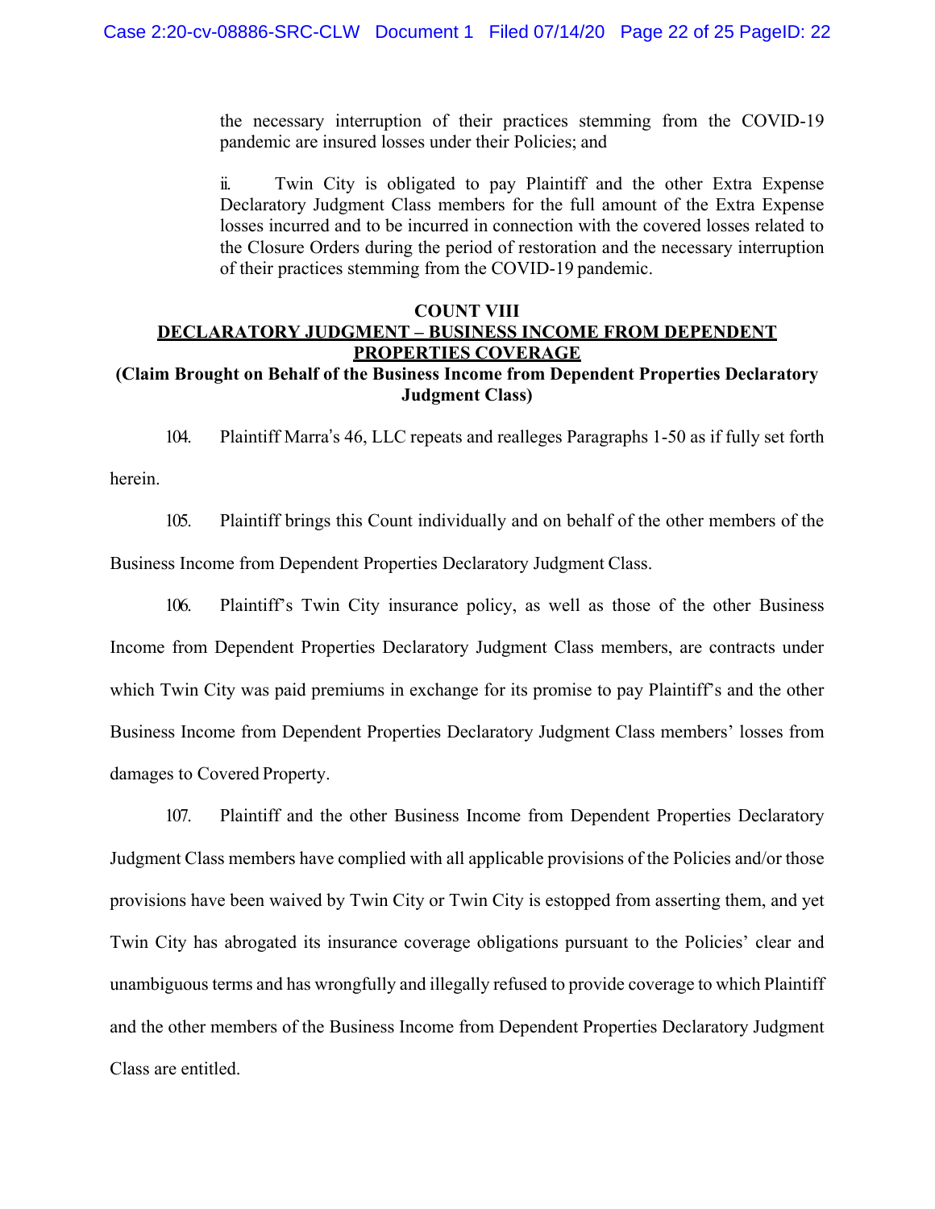the necessary interruption of their practices stemming from the COVID-19 pandemic are insured losses under their Policies; and

ii. Twin City is obligated to pay Plaintiff and the other Extra Expense Declaratory Judgment Class members for the full amount of the Extra Expense losses incurred and to be incurred in connection with the covered losses related to the Closure Orders during the period of restoration and the necessary interruption of their practices stemming from the COVID-19 pandemic.

**COUNT VIII**

**DECLARATORY JUDGMENT – BUSINESS INCOME FROM DEPENDENT PROPERTIES COVERAGE**

**(Claim Brought on Behalf of the Business Income from Dependent Properties Declaratory Judgment Class)**

104. Plaintiff Marra's 46, LLC repeats and realleges Paragraphs 1-50 as if fully set forth herein.

105. Plaintiff brings this Count individually and on behalf of the other members of the Business Income from Dependent Properties Declaratory Judgment Class.

106. Plaintiff's Twin City insurance policy, as well as those of the other Business Income from Dependent Properties Declaratory Judgment Class members, are contracts under which Twin City was paid premiums in exchange for its promise to pay Plaintiff's and the other Business Income from Dependent Properties Declaratory Judgment Class members' losses from damages to Covered Property.

107. Plaintiff and the other Business Income from Dependent Properties Declaratory Judgment Class members have complied with all applicable provisions of the Policies and/or those provisions have been waived by Twin City or Twin City is estopped from asserting them, and yet Twin City has abrogated its insurance coverage obligations pursuant to the Policies' clear and unambiguous terms and has wrongfully and illegally refused to provide coverage to which Plaintiff and the other members of the Business Income from Dependent Properties Declaratory Judgment Class are entitled.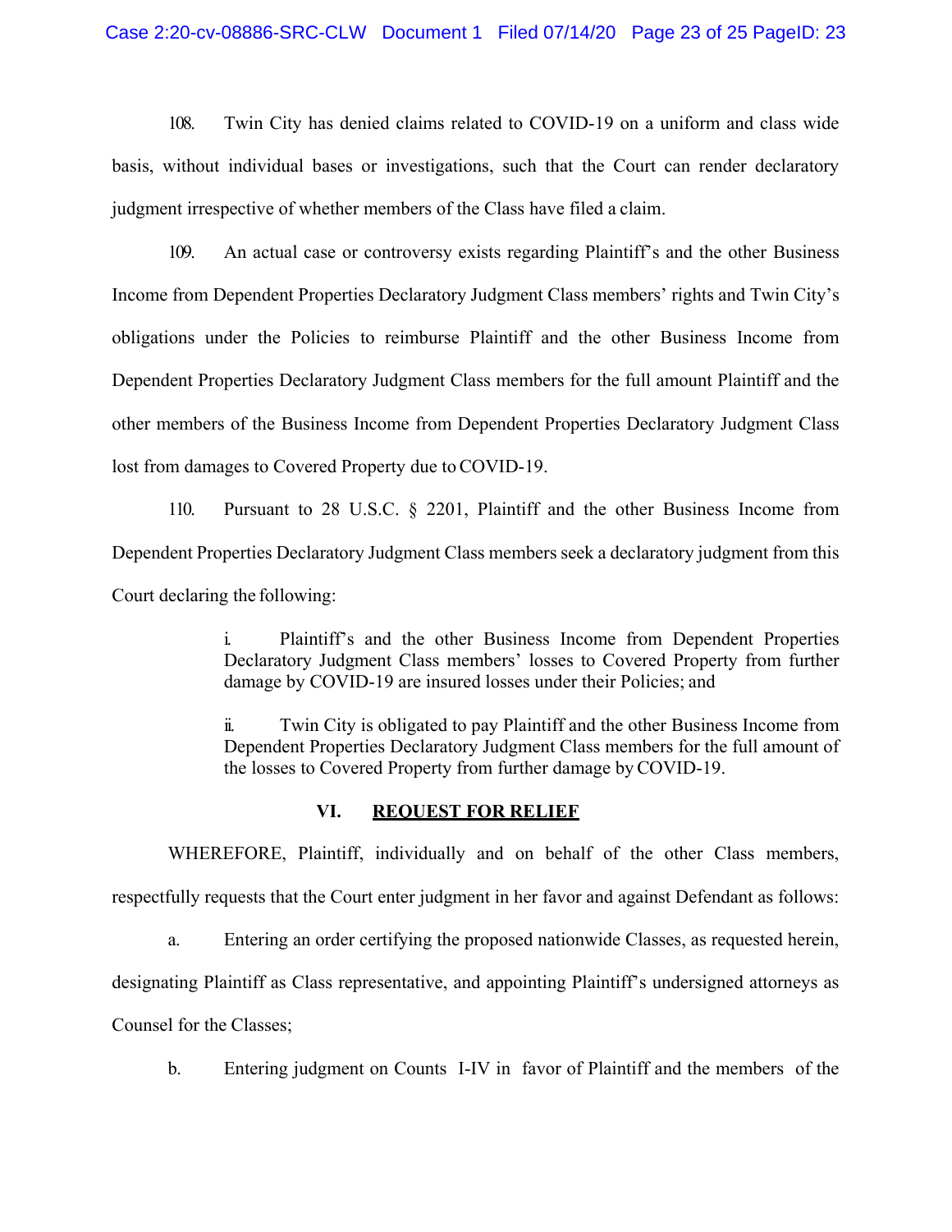108. Twin City has denied claims related to COVID-19 on a uniform and class wide basis, without individual bases or investigations, such that the Court can render declaratory judgment irrespective of whether members of the Class have filed a claim.

109. An actual case or controversy exists regarding Plaintiff's and the other Business Income from Dependent Properties Declaratory Judgment Class members' rights and Twin City's obligations under the Policies to reimburse Plaintiff and the other Business Income from Dependent Properties Declaratory Judgment Class members for the full amount Plaintiff and the other members of the Business Income from Dependent Properties Declaratory Judgment Class lost from damages to Covered Property due to COVID-19.

110. Pursuant to 28 U.S.C. § 2201, Plaintiff and the other Business Income from Dependent Properties Declaratory Judgment Class members seek a declaratory judgment from this Court declaring the following:

> i. Plaintiff's and the other Business Income from Dependent Properties Declaratory Judgment Class members' losses to Covered Property from further damage by COVID-19 are insured losses under their Policies; and
>
> ii. Twin City is obligated to pay Plaintiff and the other Business Income from Dependent Properties Declaratory Judgment Class members for the full amount of the losses to Covered Property from further damage by COVID-19.

## VI. REQUEST FOR RELIEF

WHEREFORE, Plaintiff, individually and on behalf of the other Class members, respectfully requests that the Court enter judgment in her favor and against Defendant as follows:

a. Entering an order certifying the proposed nationwide Classes, as requested herein, designating Plaintiff as Class representative, and appointing Plaintiff's undersigned attorneys as Counsel for the Classes;

b. Entering judgment on Counts I-IV in favor of Plaintiff and the members of the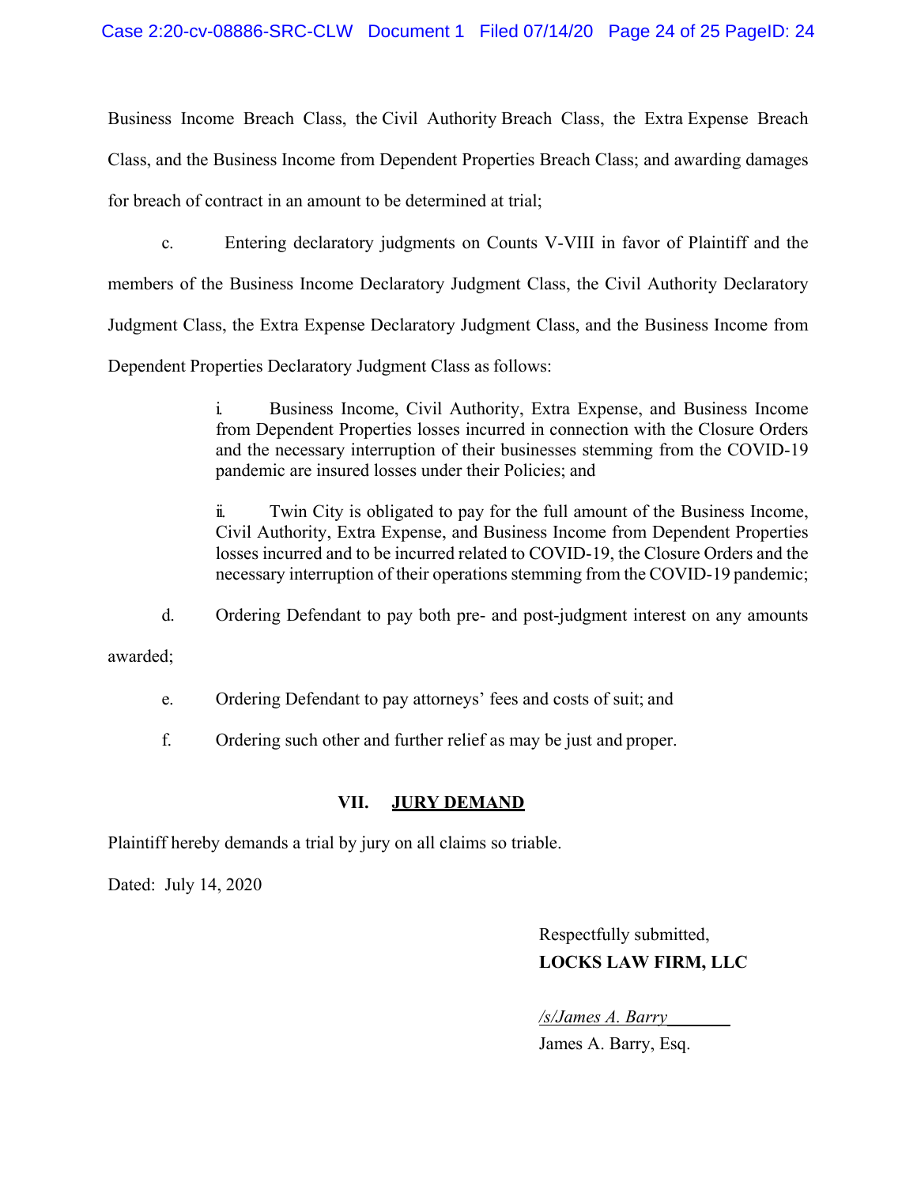Business Income Breach Class, the Civil Authority Breach Class, the Extra Expense Breach Class, and the Business Income from Dependent Properties Breach Class; and awarding damages for breach of contract in an amount to be determined at trial;

c. Entering declaratory judgments on Counts V-VIII in favor of Plaintiff and the members of the Business Income Declaratory Judgment Class, the Civil Authority Declaratory Judgment Class, the Extra Expense Declaratory Judgment Class, and the Business Income from Dependent Properties Declaratory Judgment Class as follows:

> i. Business Income, Civil Authority, Extra Expense, and Business Income from Dependent Properties losses incurred in connection with the Closure Orders and the necessary interruption of their businesses stemming from the COVID-19 pandemic are insured losses under their Policies; and
>
> ii. Twin City is obligated to pay for the full amount of the Business Income, Civil Authority, Extra Expense, and Business Income from Dependent Properties losses incurred and to be incurred related to COVID-19, the Closure Orders and the necessary interruption of their operations stemming from the COVID-19 pandemic;

d. Ordering Defendant to pay both pre- and post-judgment interest on any amounts awarded;

e. Ordering Defendant to pay attorneys' fees and costs of suit; and

f. Ordering such other and further relief as may be just and proper.

## VII. JURY DEMAND

Plaintiff hereby demands a trial by jury on all claims so triable.

Dated: July 14, 2020

Respectfully submitted,
**LOCKS LAW FIRM, LLC**

*/s/James A. Barry*
James A. Barry, Esq.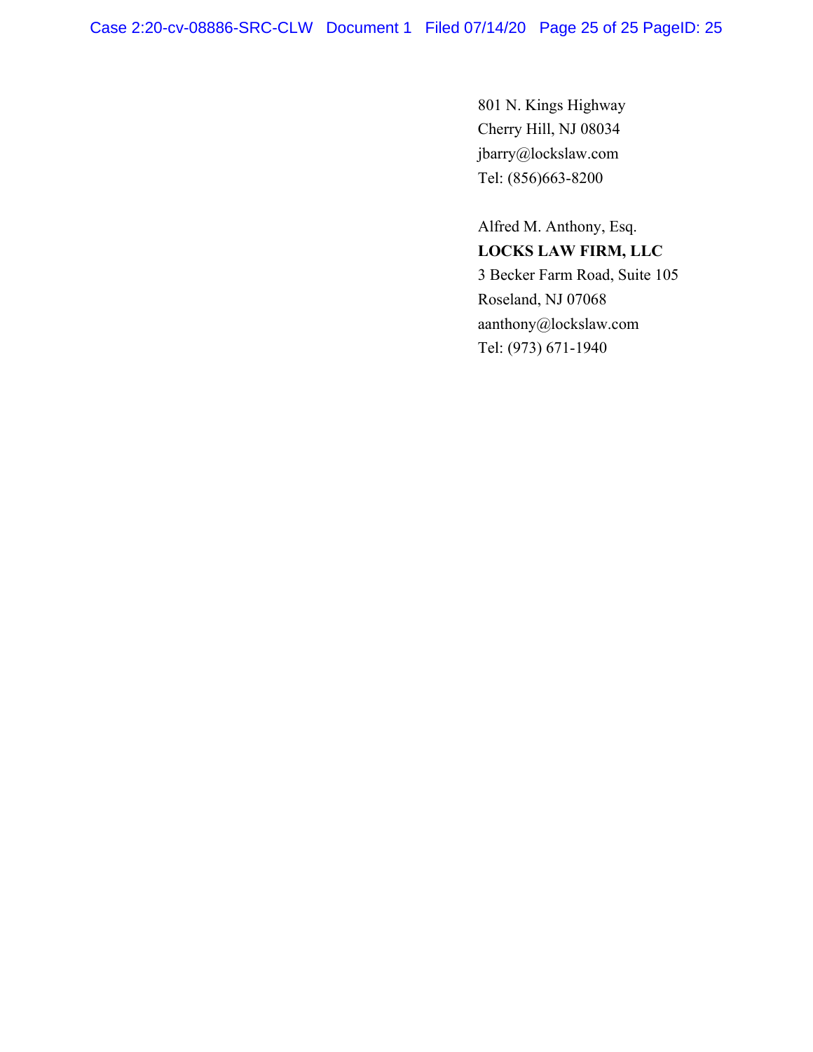801 N. Kings Highway
Cherry Hill, NJ 08034
jbarry@lockslaw.com
Tel: (856)663-8200

Alfred M. Anthony, Esq.
**LOCKS LAW FIRM, LLC**
3 Becker Farm Road, Suite 105
Roseland, NJ 07068
aanthony@lockslaw.com
Tel: (973) 671-1940